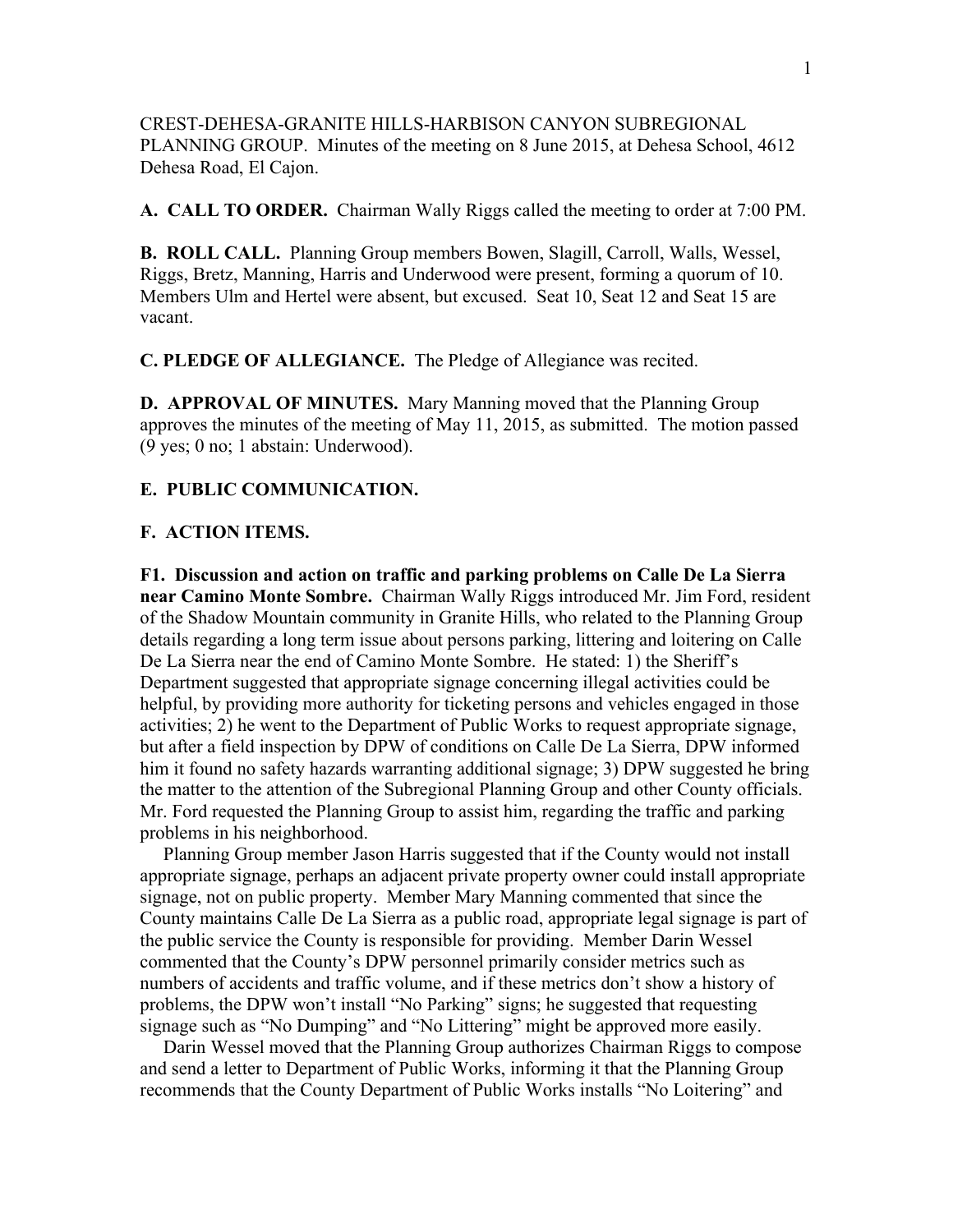CREST-DEHESA-GRANITE HILLS-HARBISON CANYON SUBREGIONAL PLANNING GROUP. Minutes of the meeting on 8 June 2015, at Dehesa School, 4612 Dehesa Road, El Cajon.

**A. CALL TO ORDER.** Chairman Wally Riggs called the meeting to order at 7:00 PM.

**B. ROLL CALL.** Planning Group members Bowen, Slagill, Carroll, Walls, Wessel, Riggs, Bretz, Manning, Harris and Underwood were present, forming a quorum of 10. Members Ulm and Hertel were absent, but excused. Seat 10, Seat 12 and Seat 15 are vacant.

**C. PLEDGE OF ALLEGIANCE.** The Pledge of Allegiance was recited.

**D. APPROVAL OF MINUTES.** Mary Manning moved that the Planning Group approves the minutes of the meeting of May 11, 2015, as submitted. The motion passed (9 yes; 0 no; 1 abstain: Underwood).

**E. PUBLIC COMMUNICATION.**

**F. ACTION ITEMS.**

**F1. Discussion and action on traffic and parking problems on Calle De La Sierra near Camino Monte Sombre.** Chairman Wally Riggs introduced Mr. Jim Ford, resident of the Shadow Mountain community in Granite Hills, who related to the Planning Group details regarding a long term issue about persons parking, littering and loitering on Calle De La Sierra near the end of Camino Monte Sombre. He stated: 1) the Sheriff's Department suggested that appropriate signage concerning illegal activities could be helpful, by providing more authority for ticketing persons and vehicles engaged in those activities; 2) he went to the Department of Public Works to request appropriate signage, but after a field inspection by DPW of conditions on Calle De La Sierra, DPW informed him it found no safety hazards warranting additional signage; 3) DPW suggested he bring the matter to the attention of the Subregional Planning Group and other County officials. Mr. Ford requested the Planning Group to assist him, regarding the traffic and parking problems in his neighborhood.

Planning Group member Jason Harris suggested that if the County would not install appropriate signage, perhaps an adjacent private property owner could install appropriate signage, not on public property. Member Mary Manning commented that since the County maintains Calle De La Sierra as a public road, appropriate legal signage is part of the public service the County is responsible for providing. Member Darin Wessel commented that the County's DPW personnel primarily consider metrics such as numbers of accidents and traffic volume, and if these metrics don't show a history of problems, the DPW won't install "No Parking" signs; he suggested that requesting signage such as "No Dumping" and "No Littering" might be approved more easily.

Darin Wessel moved that the Planning Group authorizes Chairman Riggs to compose and send a letter to Department of Public Works, informing it that the Planning Group recommends that the County Department of Public Works installs "No Loitering" and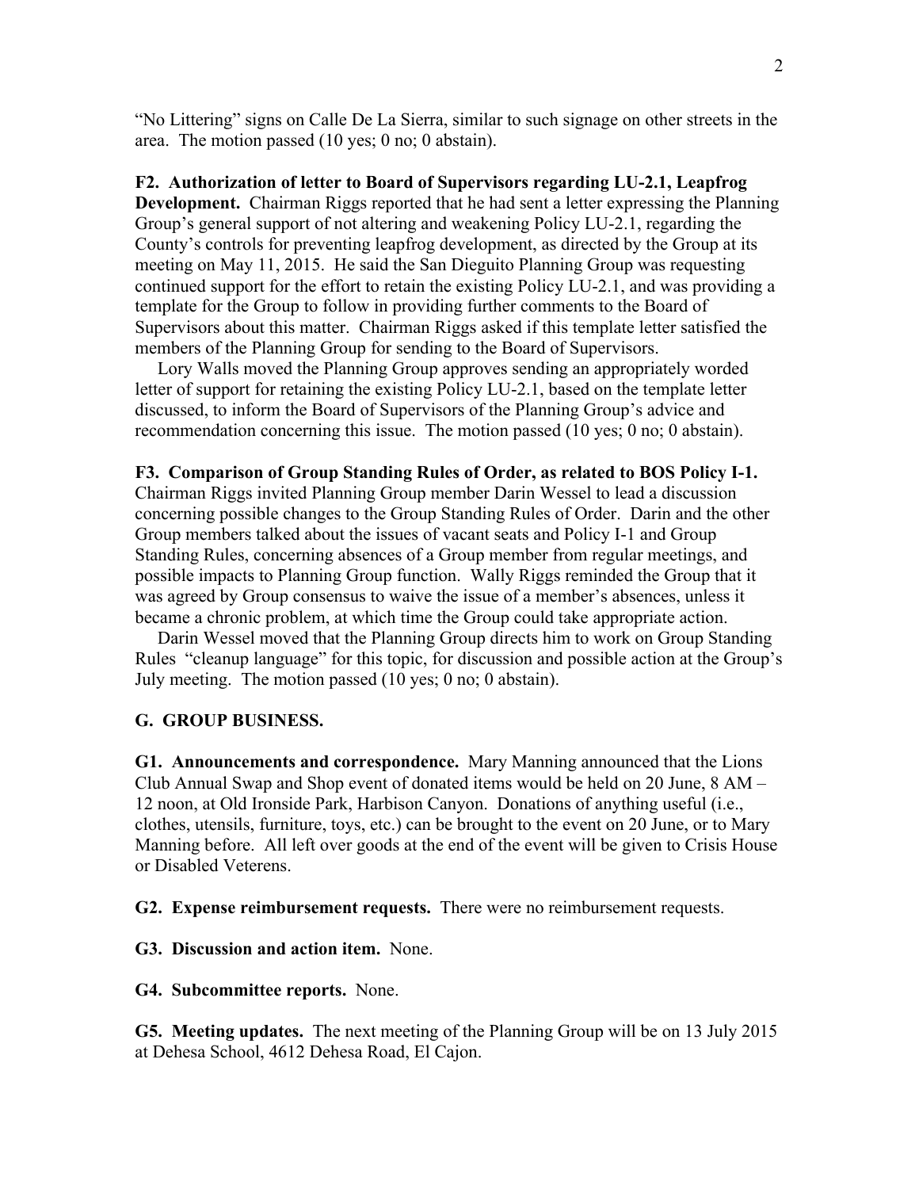"No Littering" signs on Calle De La Sierra, similar to such signage on other streets in the area. The motion passed (10 yes; 0 no; 0 abstain).

**F2. Authorization of letter to Board of Supervisors regarding LU-2.1, Leapfrog Development.** Chairman Riggs reported that he had sent a letter expressing the Planning Group's general support of not altering and weakening Policy LU-2.1, regarding the County's controls for preventing leapfrog development, as directed by the Group at its meeting on May 11, 2015. He said the San Dieguito Planning Group was requesting continued support for the effort to retain the existing Policy LU-2.1, and was providing a template for the Group to follow in providing further comments to the Board of Supervisors about this matter. Chairman Riggs asked if this template letter satisfied the members of the Planning Group for sending to the Board of Supervisors.

Lory Walls moved the Planning Group approves sending an appropriately worded letter of support for retaining the existing Policy LU-2.1, based on the template letter discussed, to inform the Board of Supervisors of the Planning Group's advice and recommendation concerning this issue. The motion passed (10 yes; 0 no; 0 abstain).

**F3. Comparison of Group Standing Rules of Order, as related to BOS Policy I-1.** Chairman Riggs invited Planning Group member Darin Wessel to lead a discussion concerning possible changes to the Group Standing Rules of Order. Darin and the other Group members talked about the issues of vacant seats and Policy I-1 and Group Standing Rules, concerning absences of a Group member from regular meetings, and possible impacts to Planning Group function. Wally Riggs reminded the Group that it was agreed by Group consensus to waive the issue of a member's absences, unless it became a chronic problem, at which time the Group could take appropriate action.

Darin Wessel moved that the Planning Group directs him to work on Group Standing Rules "cleanup language" for this topic, for discussion and possible action at the Group's July meeting. The motion passed (10 yes; 0 no; 0 abstain).

## G. GROUP BUSINESS.

**G1. Announcements and correspondence.** Mary Manning announced that the Lions Club Annual Swap and Shop event of donated items would be held on 20 June, 8 AM – 12 noon, at Old Ironside Park, Harbison Canyon. Donations of anything useful (i.e., clothes, utensils, furniture, toys, etc.) can be brought to the event on 20 June, or to Mary Manning before. All left over goods at the end of the event will be given to Crisis House or Disabled Veterens.

**G2. Expense reimbursement requests.** There were no reimbursement requests.

**G3. Discussion and action item.** None.

**G4. Subcommittee reports.** None.

**G5. Meeting updates.** The next meeting of the Planning Group will be on 13 July 2015 at Dehesa School, 4612 Dehesa Road, El Cajon.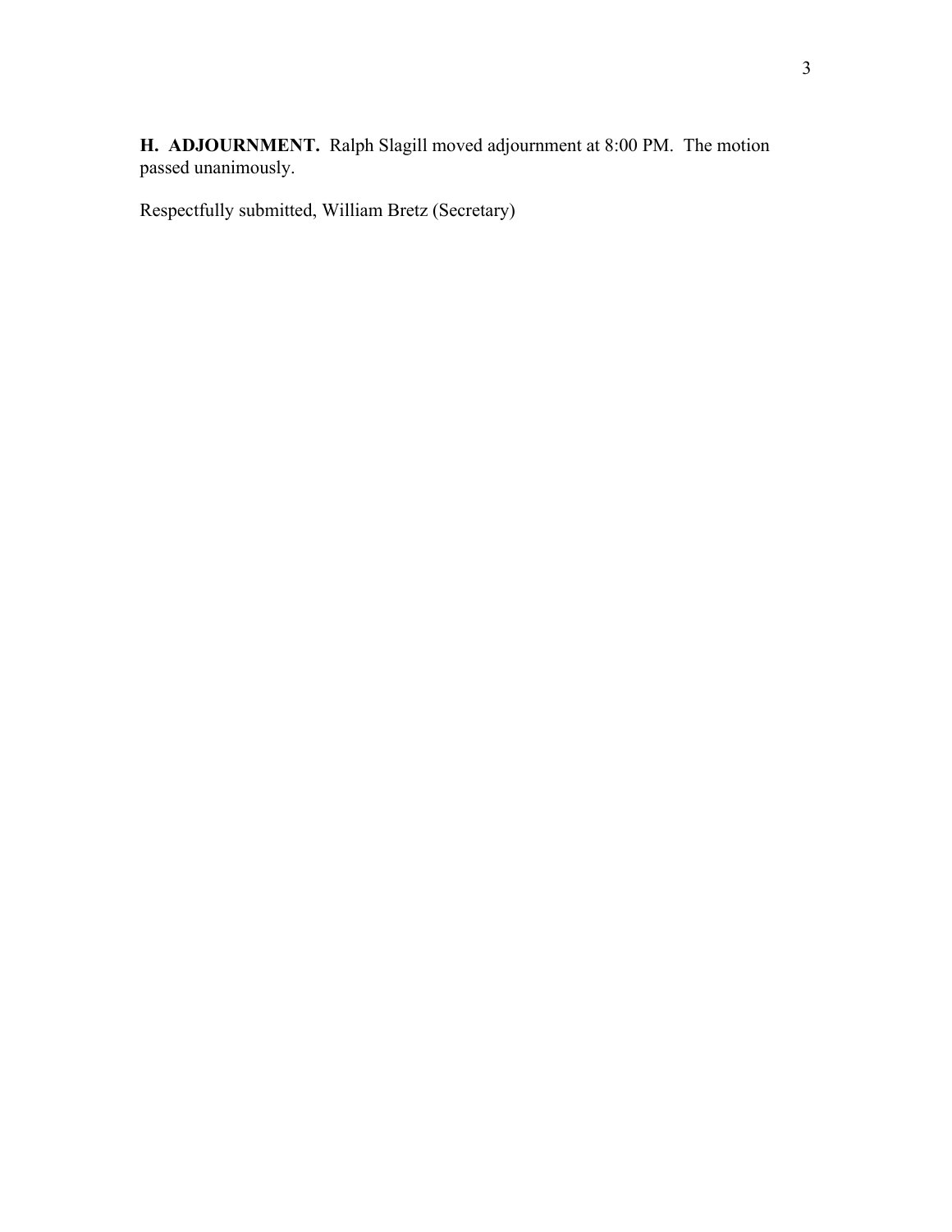**H. ADJOURNMENT.** Ralph Slagill moved adjournment at 8:00 PM. The motion passed unanimously.

Respectfully submitted, William Bretz (Secretary)